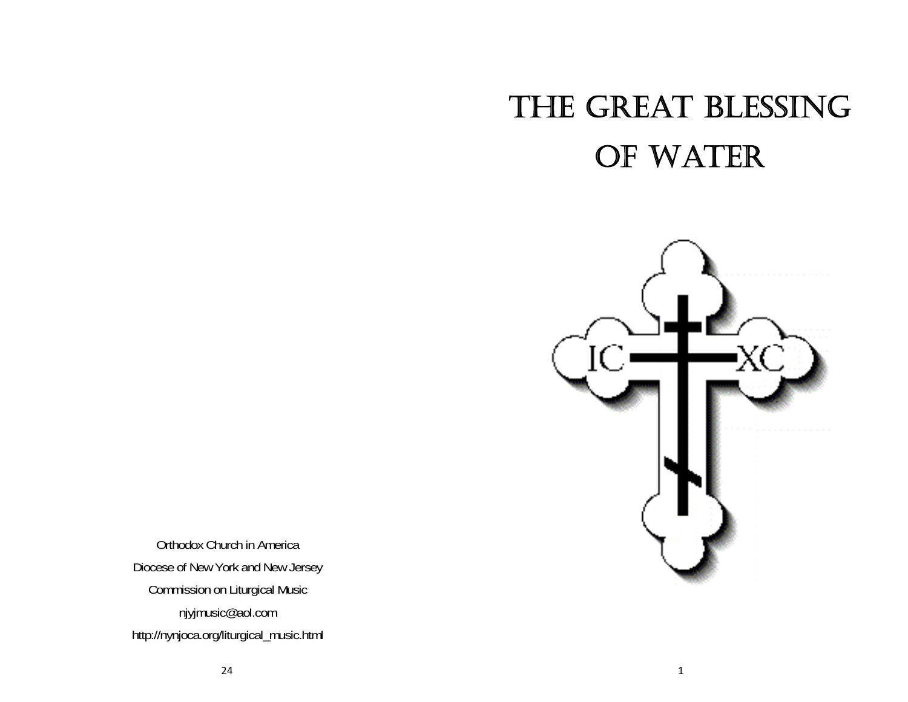Orthodox Church in America

Diocese of New York and New Jersey

Commission on Liturgical Music

njyjmusic@aol.com

http://nynjoca.org/liturgical_music.html

# THE GREAT BLESSING OF WATER

IC XC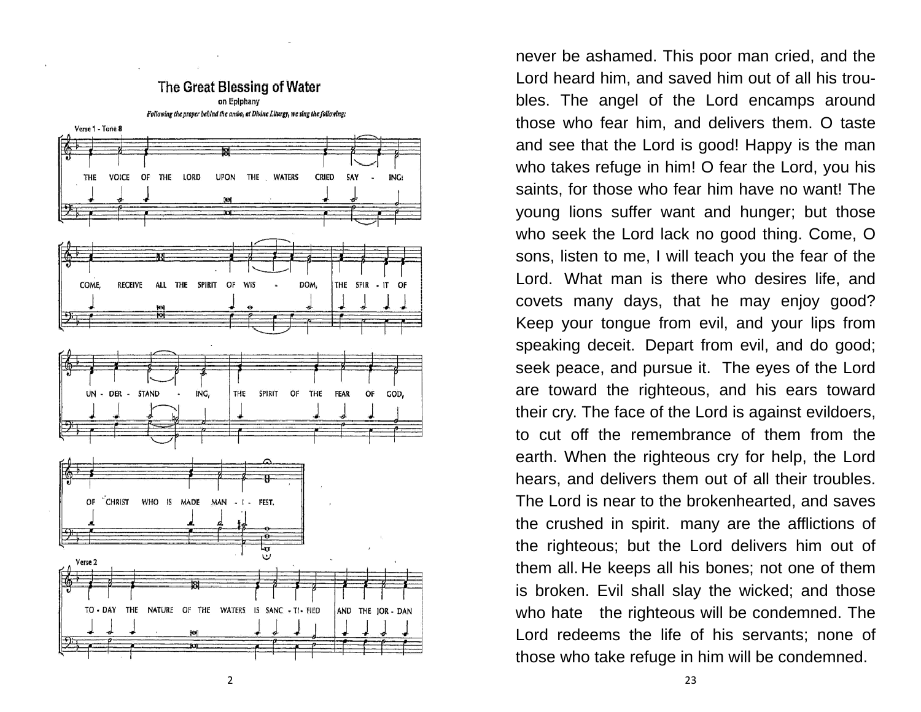## The Great Blessing of Water

on Epiphany

*Following the prayer behind the ambo, at Divine Liturgy, we sing the following:*

Verse 1 - Tone 8

THE VOICE OF THE LORD UPON THE WATERS CRIED SAY - ING: COME, RECEIVE ALL THE SPIRIT OF WIS - DOM, THE SPIR - IT OF UN - DER - STAND - ING, THE SPIRIT OF THE FEAR OF GOD, OF CHRIST WHO IS MADE MAN - I - FEST.

Verse 2

TO - DAY THE NATURE OF THE WATERS IS SANC - TI - FIED AND THE JOR - DAN

never be ashamed. This poor man cried, and the Lord heard him, and saved him out of all his troubles. The angel of the Lord encamps around those who fear him, and delivers them. O taste and see that the Lord is good! Happy is the man who takes refuge in him! O fear the Lord, you his saints, for those who fear him have no want! The young lions suffer want and hunger; but those who seek the Lord lack no good thing. Come, O sons, listen to me, I will teach you the fear of the Lord. What man is there who desires life, and covets many days, that he may enjoy good? Keep your tongue from evil, and your lips from speaking deceit. Depart from evil, and do good; seek peace, and pursue it. The eyes of the Lord are toward the righteous, and his ears toward their cry. The face of the Lord is against evildoers, to cut off the remembrance of them from the earth. When the righteous cry for help, the Lord hears, and delivers them out of all their troubles. The Lord is near to the brokenhearted, and saves the crushed in spirit. many are the afflictions of the righteous; but the Lord delivers him out of them all. He keeps all his bones; not one of them is broken. Evil shall slay the wicked; and those who hate the righteous will be condemned. The Lord redeems the life of his servants; none of those who take refuge in him will be condemned.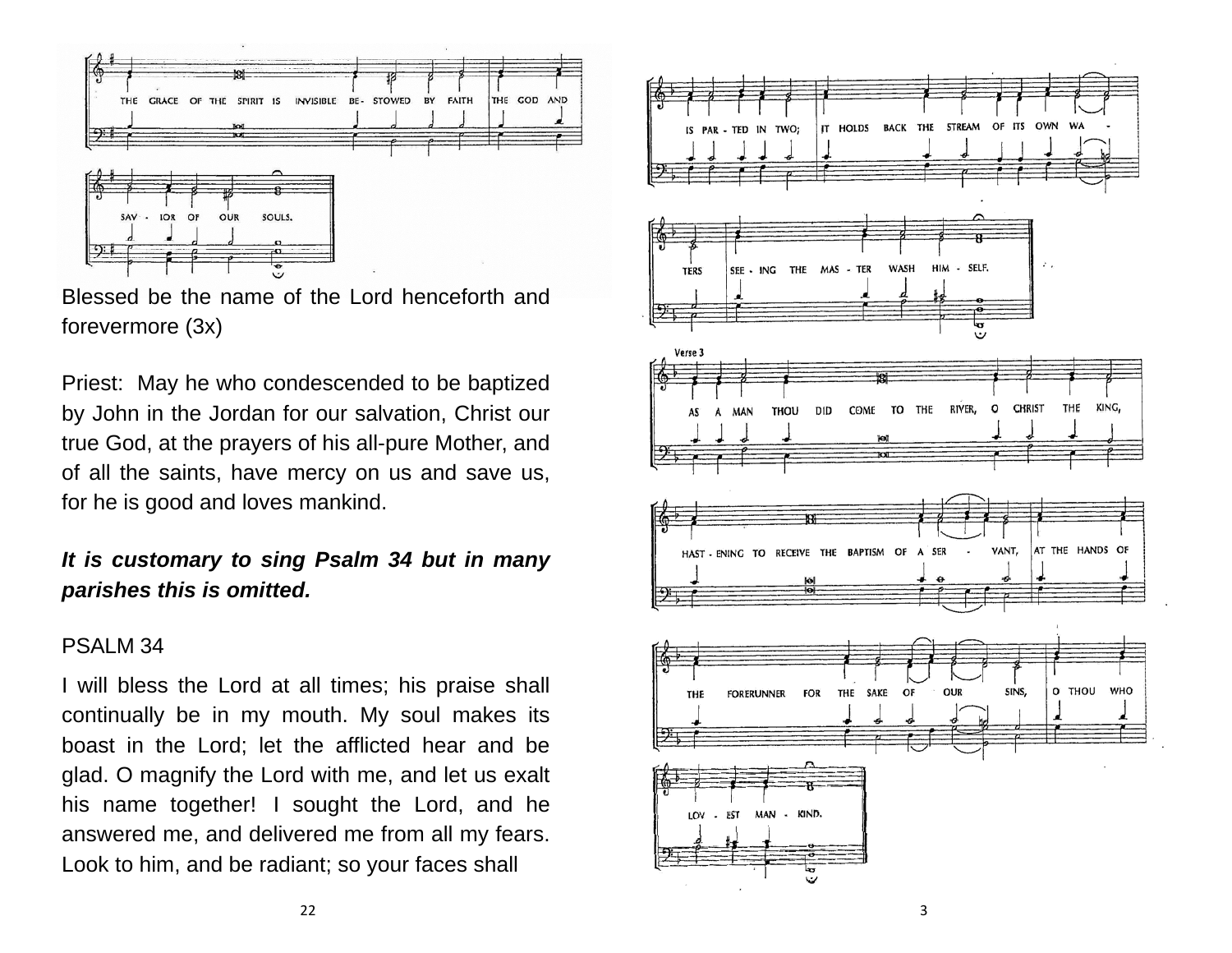Blessed be the name of the Lord henceforth and forevermore (3x)

Priest: May he who condescended to be baptized by John in the Jordan for our salvation, Christ our true God, at the prayers of his all-pure Mother, and of all the saints, have mercy on us and save us, for he is good and loves mankind.

***It is customary to sing Psalm 34 but in many parishes this is omitted.***

PSALM 34

I will bless the Lord at all times; his praise shall continually be in my mouth. My soul makes its boast in the Lord; let the afflicted hear and be glad. O magnify the Lord with me, and let us exalt his name together! I sought the Lord, and he answered me, and delivered me from all my fears. Look to him, and be radiant; so your faces shall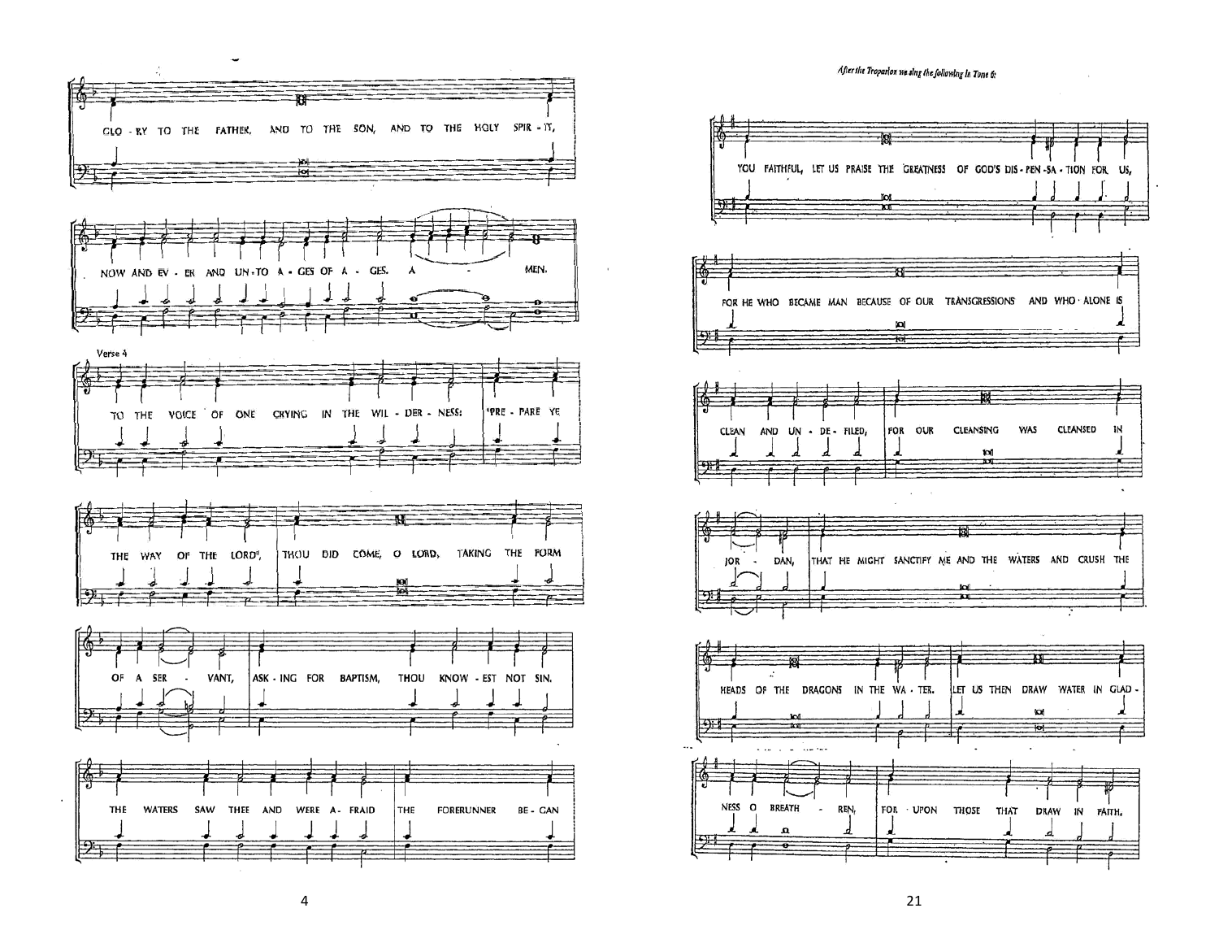GLO - RY TO THE FATHER, AND TO THE SON, AND TO THE HOLY SPIR - IT,

NOW AND EV - ER AND UN-TO A - GES OF A - GES. A - MEN.

Verse 4

TO THE VOICE OF ONE CRYING IN THE WIL - DER - NESS: "PRE - PARE YE

THE WAY OF THE LORD", THOU DID COME, O LORD, TAKING THE FORM

OF A SER - VANT, ASK - ING FOR BAPTISM, THOU KNOW - EST NOT SIN.

THE WATERS SAW THEE AND WERE A - FRAID THE FORERUNNER BE - GAN

*After the Troparion we sing the following in Tone 6:*

YOU FAITHFUL, LET US PRAISE THE GREATNESS OF GOD'S DIS - PEN - SA - TION FOR US,

FOR HE WHO BECAME MAN BECAUSE OF OUR TRANSGRESSIONS AND WHO ALONE IS

CLEAN AND UN - DE - FILED, FOR OUR CLEANSING WAS CLEANSED IN

JOR - DAN, THAT HE MIGHT SANCTIFY ME AND THE WATERS AND CRUSH THE

HEADS OF THE DRAGONS IN THE WA - TER. LET US THEN DRAW WATER IN GLAD -

NESS O BREATH - REN, FOR UPON THOSE THAT DRAW IN FAITH,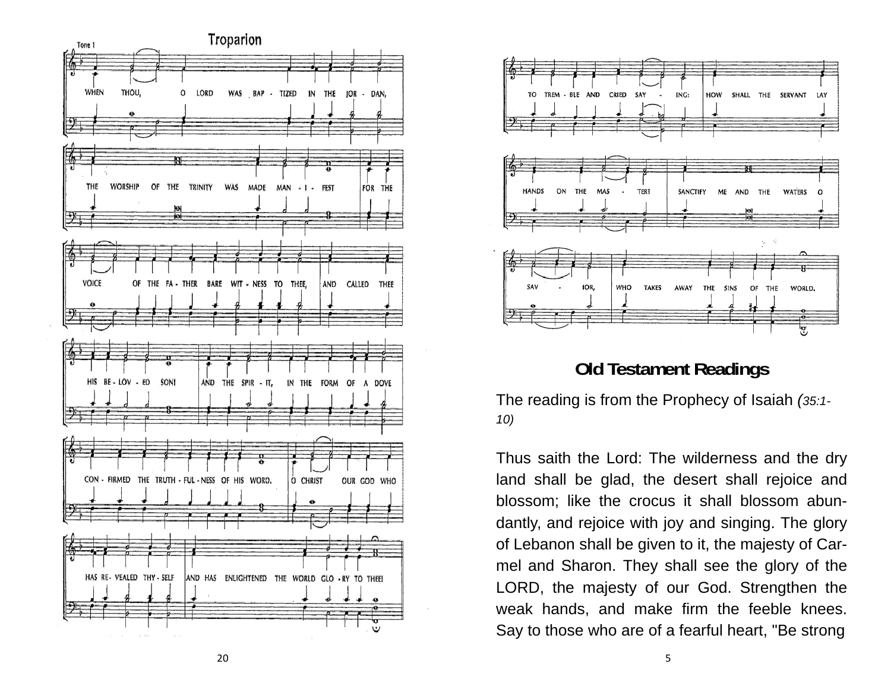## Troparion

Tone 1

WHEN THOU, O LORD WAS BAP - TIZED IN THE JOR - DAN, THE WORSHIP OF THE TRINITY WAS MADE MAN - I - FEST FOR THE VOICE OF THE FA - THER BARE WIT - NESS TO THEE, AND CALLED THEE HIS BE - LOV - ED SON! AND THE SPIR - IT, IN THE FORM OF A DOVE CON - FIRMED THE TRUTH - FUL - NESS OF HIS WORD. O CHRIST OUR GOD WHO HAS RE - VEALED THY - SELF AND HAS ENLIGHTENED THE WORLD GLO - RY TO THEE!

TO TREM - BLE AND CRIED SAY - ING: HOW SHALL THE SERVANT LAY HANDS ON THE MAS - TER? SANCTIFY ME AND THE WATERS O SAV - IOR, WHO TAKES AWAY THE SINS OF THE WORLD.

## Old Testament Readings

The reading is from the Prophecy of Isaiah *(35:1-10)*

Thus saith the Lord: The wilderness and the dry land shall be glad, the desert shall rejoice and blossom; like the crocus it shall blossom abundantly, and rejoice with joy and singing. The glory of Lebanon shall be given to it, the majesty of Carmel and Sharon. They shall see the glory of the LORD, the majesty of our God. Strengthen the weak hands, and make firm the feeble knees. Say to those who are of a fearful heart, "Be strong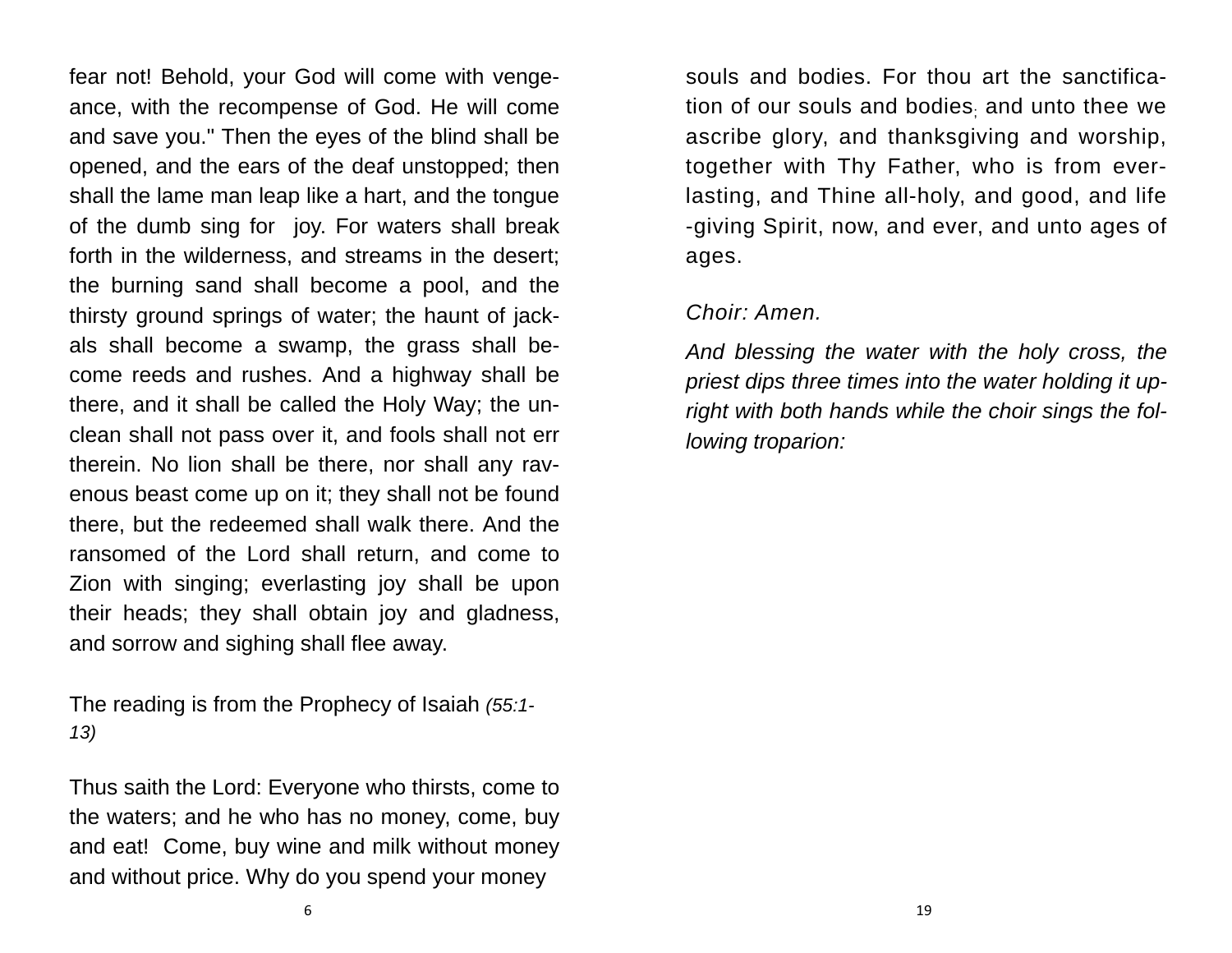fear not! Behold, your God will come with vengeance, with the recompense of God. He will come and save you." Then the eyes of the blind shall be opened, and the ears of the deaf unstopped; then shall the lame man leap like a hart, and the tongue of the dumb sing for joy. For waters shall break forth in the wilderness, and streams in the desert; the burning sand shall become a pool, and the thirsty ground springs of water; the haunt of jackals shall become a swamp, the grass shall become reeds and rushes. And a highway shall be there, and it shall be called the Holy Way; the unclean shall not pass over it, and fools shall not err therein. No lion shall be there, nor shall any ravenous beast come up on it; they shall not be found there, but the redeemed shall walk there. And the ransomed of the Lord shall return, and come to Zion with singing; everlasting joy shall be upon their heads; they shall obtain joy and gladness, and sorrow and sighing shall flee away.

The reading is from the Prophecy of Isaiah *(55:1-13)*

Thus saith the Lord: Everyone who thirsts, come to the waters; and he who has no money, come, buy and eat! Come, buy wine and milk without money and without price. Why do you spend your money

souls and bodies. For thou art the sanctification of our souls and bodies; and unto thee we ascribe glory, and thanksgiving and worship, together with Thy Father, who is from everlasting, and Thine all-holy, and good, and life-giving Spirit, now, and ever, and unto ages of ages.

*Choir: Amen.*

*And blessing the water with the holy cross, the priest dips three times into the water holding it upright with both hands while the choir sings the following troparion:*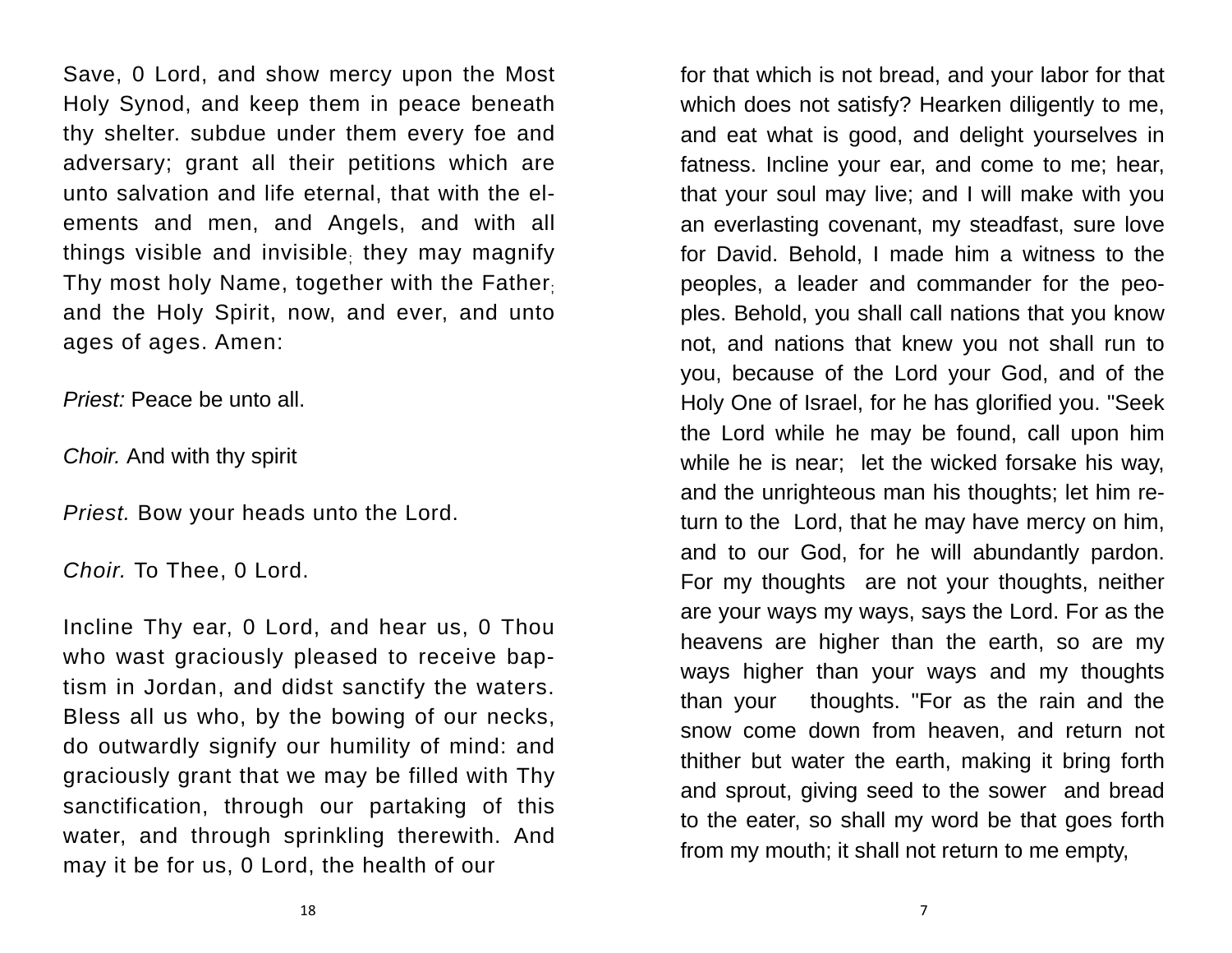Save, 0 Lord, and show mercy upon the Most Holy Synod, and keep them in peace beneath thy shelter. subdue under them every foe and adversary; grant all their petitions which are unto salvation and life eternal, that with the elements and men, and Angels, and with all things visible and invisible; they may magnify Thy most holy Name, together with the Father; and the Holy Spirit, now, and ever, and unto ages of ages. Amen:

*Priest:* Peace be unto all.

*Choir.* And with thy spirit

*Priest.* Bow your heads unto the Lord.

*Choir.* To Thee, 0 Lord.

Incline Thy ear, 0 Lord, and hear us, 0 Thou who wast graciously pleased to receive baptism in Jordan, and didst sanctify the waters. Bless all us who, by the bowing of our necks, do outwardly signify our humility of mind: and graciously grant that we may be filled with Thy sanctification, through our partaking of this water, and through sprinkling therewith. And may it be for us, 0 Lord, the health of our

for that which is not bread, and your labor for that which does not satisfy? Hearken diligently to me, and eat what is good, and delight yourselves in fatness. Incline your ear, and come to me; hear, that your soul may live; and I will make with you an everlasting covenant, my steadfast, sure love for David. Behold, I made him a witness to the peoples, a leader and commander for the peoples. Behold, you shall call nations that you know not, and nations that knew you not shall run to you, because of the Lord your God, and of the Holy One of Israel, for he has glorified you. "Seek the Lord while he may be found, call upon him while he is near; let the wicked forsake his way, and the unrighteous man his thoughts; let him return to the Lord, that he may have mercy on him, and to our God, for he will abundantly pardon. For my thoughts are not your thoughts, neither are your ways my ways, says the Lord. For as the heavens are higher than the earth, so are my ways higher than your ways and my thoughts than your thoughts. "For as the rain and the snow come down from heaven, and return not thither but water the earth, making it bring forth and sprout, giving seed to the sower and bread to the eater, so shall my word be that goes forth from my mouth; it shall not return to me empty,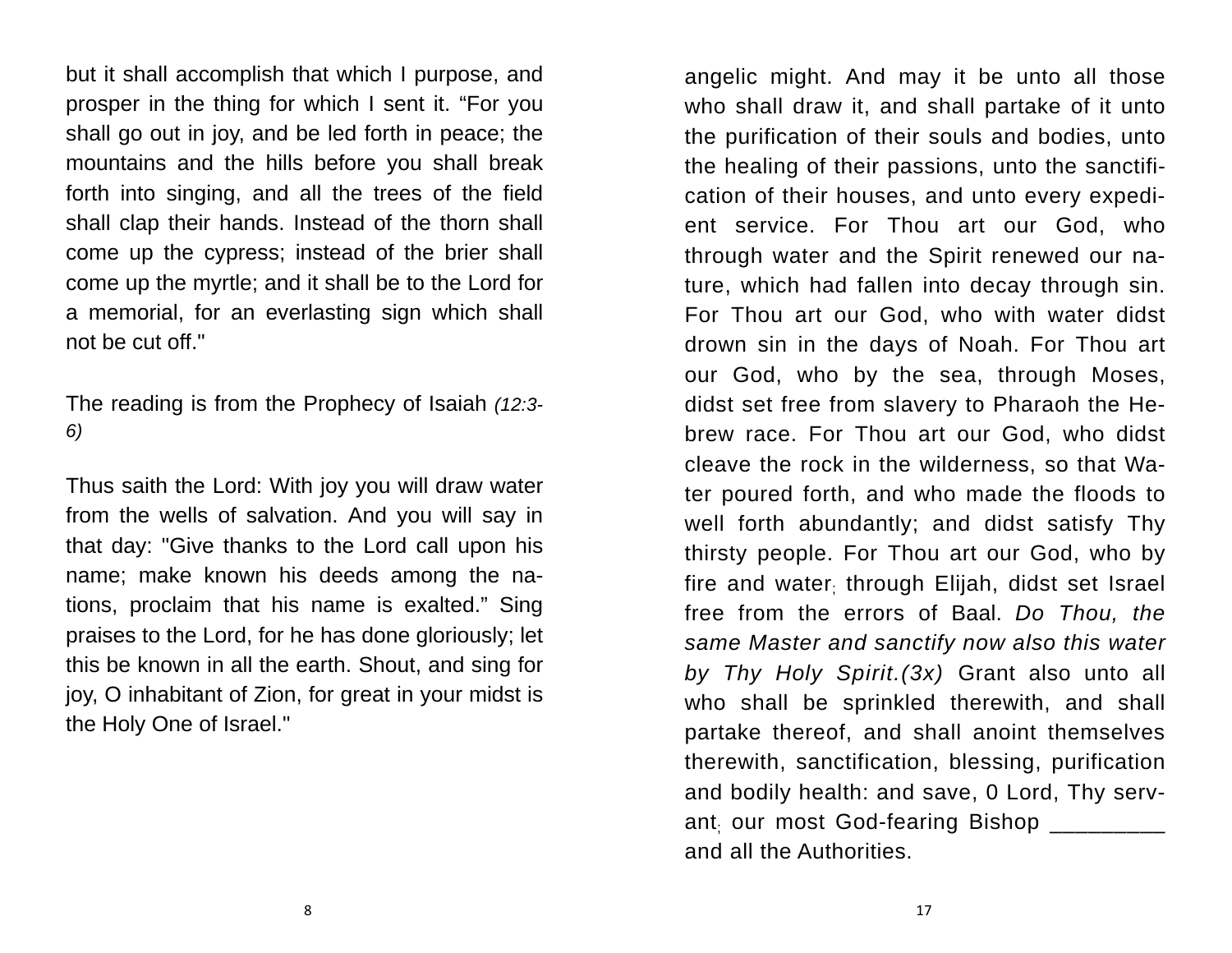but it shall accomplish that which I purpose, and prosper in the thing for which I sent it. “For you shall go out in joy, and be led forth in peace; the mountains and the hills before you shall break forth into singing, and all the trees of the field shall clap their hands. Instead of the thorn shall come up the cypress; instead of the brier shall come up the myrtle; and it shall be to the Lord for a memorial, for an everlasting sign which shall not be cut off."

The reading is from the Prophecy of Isaiah *(12:3-6)*

Thus saith the Lord: With joy you will draw water from the wells of salvation. And you will say in that day: "Give thanks to the Lord call upon his name; make known his deeds among the nations, proclaim that his name is exalted.” Sing praises to the Lord, for he has done gloriously; let this be known in all the earth. Shout, and sing for joy, O inhabitant of Zion, for great in your midst is the Holy One of Israel."

angelic might. And may it be unto all those who shall draw it, and shall partake of it unto the purification of their souls and bodies, unto the healing of their passions, unto the sanctification of their houses, and unto every expedient service. For Thou art our God, who through water and the Spirit renewed our nature, which had fallen into decay through sin. For Thou art our God, who with water didst drown sin in the days of Noah. For Thou art our God, who by the sea, through Moses, didst set free from slavery to Pharaoh the Hebrew race. For Thou art our God, who didst cleave the rock in the wilderness, so that Water poured forth, and who made the floods to well forth abundantly; and didst satisfy Thy thirsty people. For Thou art our God, who by fire and water, through Elijah, didst set Israel free from the errors of Baal. *Do Thou, the same Master and sanctify now also this water by Thy Holy Spirit.(3x)* Grant also unto all who shall be sprinkled therewith, and shall partake thereof, and shall anoint themselves therewith, sanctification, blessing, purification and bodily health: and save, 0 Lord, Thy servant, our most God-fearing Bishop _________ and all the Authorities.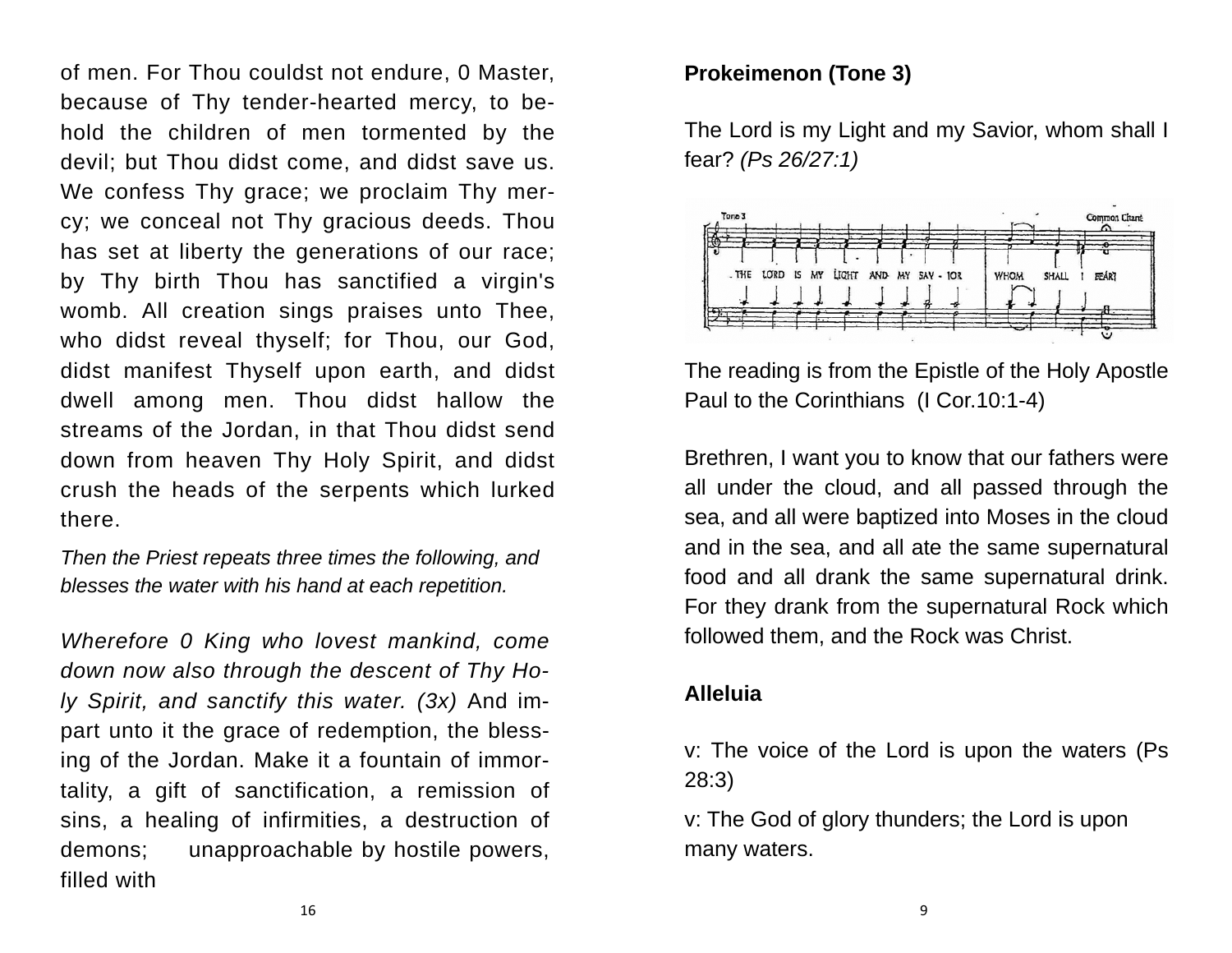of men. For Thou couldst not endure, 0 Master, because of Thy tender-hearted mercy, to behold the children of men tormented by the devil; but Thou didst come, and didst save us. We confess Thy grace; we proclaim Thy mercy; we conceal not Thy gracious deeds. Thou has set at liberty the generations of our race; by Thy birth Thou has sanctified a virgin's womb. All creation sings praises unto Thee, who didst reveal thyself; for Thou, our God, didst manifest Thyself upon earth, and didst dwell among men. Thou didst hallow the streams of the Jordan, in that Thou didst send down from heaven Thy Holy Spirit, and didst crush the heads of the serpents which lurked there.

*Then the Priest repeats three times the following, and blesses the water with his hand at each repetition.*

*Wherefore 0 King who lovest mankind, come down now also through the descent of Thy Holy Spirit, and sanctify this water. (3x)* And impart unto it the grace of redemption, the blessing of the Jordan. Make it a fountain of immortality, a gift of sanctification, a remission of sins, a healing of infirmities, a destruction of demons; unapproachable by hostile powers, filled with

**Prokeimenon (Tone 3)**

The Lord is my Light and my Savior, whom shall I fear? *(Ps 26/27:1)*

The reading is from the Epistle of the Holy Apostle Paul to the Corinthians (I Cor.10:1-4)

Brethren, I want you to know that our fathers were all under the cloud, and all passed through the sea, and all were baptized into Moses in the cloud and in the sea, and all ate the same supernatural food and all drank the same supernatural drink. For they drank from the supernatural Rock which followed them, and the Rock was Christ.

**Alleluia**

v: The voice of the Lord is upon the waters (Ps 28:3)

v: The God of glory thunders; the Lord is upon many waters.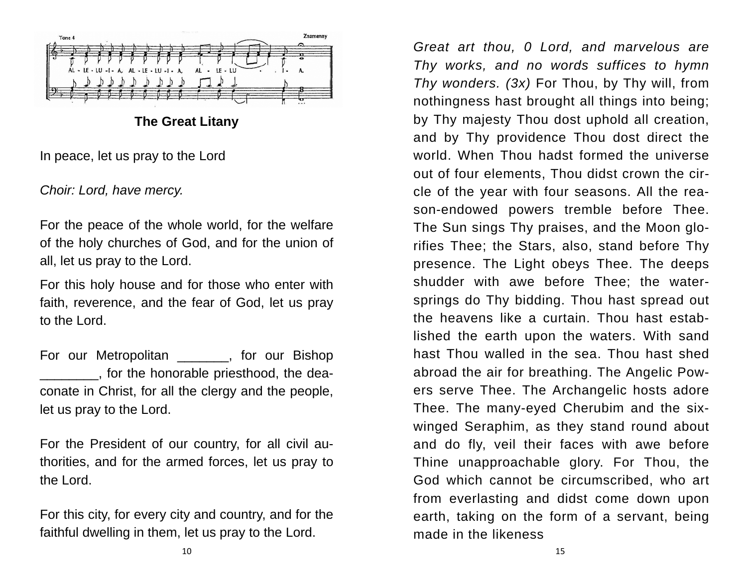## The Great Litany

In peace, let us pray to the Lord

*Choir: Lord, have mercy.*

For the peace of the whole world, for the welfare of the holy churches of God, and for the union of all, let us pray to the Lord.

For this holy house and for those who enter with faith, reverence, and the fear of God, let us pray to the Lord.

For our Metropolitan _______, for our Bishop ________, for the honorable priesthood, the deaconate in Christ, for all the clergy and the people, let us pray to the Lord.

For the President of our country, for all civil authorities, and for the armed forces, let us pray to the Lord.

For this city, for every city and country, and for the faithful dwelling in them, let us pray to the Lord.

*Great art thou, 0 Lord, and marvelous are Thy works, and no words suffices to hymn Thy wonders. (3x)* For Thou, by Thy will, from nothingness hast brought all things into being; by Thy majesty Thou dost uphold all creation, and by Thy providence Thou dost direct the world. When Thou hadst formed the universe out of four elements, Thou didst crown the circle of the year with four seasons. All the reason-endowed powers tremble before Thee. The Sun sings Thy praises, and the Moon glorifies Thee; the Stars, also, stand before Thy presence. The Light obeys Thee. The deeps shudder with awe before Thee; the water-springs do Thy bidding. Thou hast spread out the heavens like a curtain. Thou hast established the earth upon the waters. With sand hast Thou walled in the sea. Thou hast shed abroad the air for breathing. The Angelic Powers serve Thee. The Archangelic hosts adore Thee. The many-eyed Cherubim and the six-winged Seraphim, as they stand round about and do fly, veil their faces with awe before Thine unapproachable glory. For Thou, the God which cannot be circumscribed, who art from everlasting and didst come down upon earth, taking on the form of a servant, being made in the likeness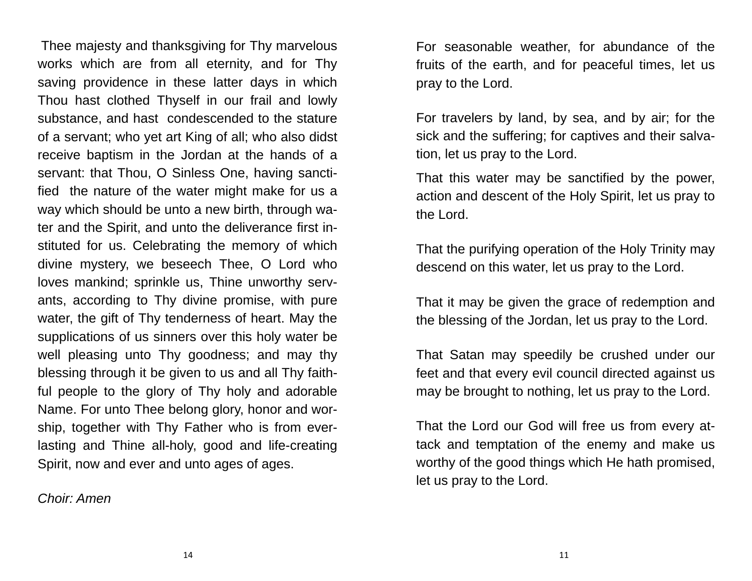Thee majesty and thanksgiving for Thy marvelous works which are from all eternity, and for Thy saving providence in these latter days in which Thou hast clothed Thyself in our frail and lowly substance, and hast condescended to the stature of a servant; who yet art King of all; who also didst receive baptism in the Jordan at the hands of a servant: that Thou, O Sinless One, having sanctified the nature of the water might make for us a way which should be unto a new birth, through water and the Spirit, and unto the deliverance first instituted for us. Celebrating the memory of which divine mystery, we beseech Thee, O Lord who loves mankind; sprinkle us, Thine unworthy servants, according to Thy divine promise, with pure water, the gift of Thy tenderness of heart. May the supplications of us sinners over this holy water be well pleasing unto Thy goodness; and may thy blessing through it be given to us and all Thy faithful people to the glory of Thy holy and adorable Name. For unto Thee belong glory, honor and worship, together with Thy Father who is from everlasting and Thine all-holy, good and life-creating Spirit, now and ever and unto ages of ages.

*Choir: Amen*

For seasonable weather, for abundance of the fruits of the earth, and for peaceful times, let us pray to the Lord.

For travelers by land, by sea, and by air; for the sick and the suffering; for captives and their salvation, let us pray to the Lord.

That this water may be sanctified by the power, action and descent of the Holy Spirit, let us pray to the Lord.

That the purifying operation of the Holy Trinity may descend on this water, let us pray to the Lord.

That it may be given the grace of redemption and the blessing of the Jordan, let us pray to the Lord.

That Satan may speedily be crushed under our feet and that every evil council directed against us may be brought to nothing, let us pray to the Lord.

That the Lord our God will free us from every attack and temptation of the enemy and make us worthy of the good things which He hath promised, let us pray to the Lord.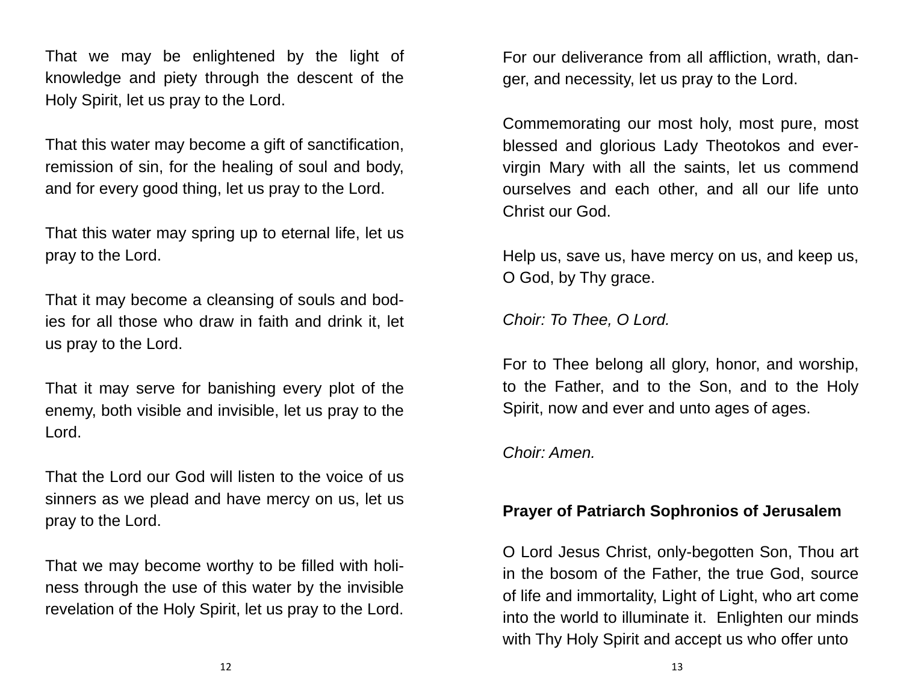That we may be enlightened by the light of knowledge and piety through the descent of the Holy Spirit, let us pray to the Lord.

That this water may become a gift of sanctification, remission of sin, for the healing of soul and body, and for every good thing, let us pray to the Lord.

That this water may spring up to eternal life, let us pray to the Lord.

That it may become a cleansing of souls and bodies for all those who draw in faith and drink it, let us pray to the Lord.

That it may serve for banishing every plot of the enemy, both visible and invisible, let us pray to the Lord.

That the Lord our God will listen to the voice of us sinners as we plead and have mercy on us, let us pray to the Lord.

That we may become worthy to be filled with holiness through the use of this water by the invisible revelation of the Holy Spirit, let us pray to the Lord.

For our deliverance from all affliction, wrath, danger, and necessity, let us pray to the Lord.

Commemorating our most holy, most pure, most blessed and glorious Lady Theotokos and ever-virgin Mary with all the saints, let us commend ourselves and each other, and all our life unto Christ our God.

Help us, save us, have mercy on us, and keep us, O God, by Thy grace.

*Choir: To Thee, O Lord.*

For to Thee belong all glory, honor, and worship, to the Father, and to the Son, and to the Holy Spirit, now and ever and unto ages of ages.

*Choir: Amen.*

**Prayer of Patriarch Sophronios of Jerusalem**

O Lord Jesus Christ, only-begotten Son, Thou art in the bosom of the Father, the true God, source of life and immortality, Light of Light, who art come into the world to illuminate it. Enlighten our minds with Thy Holy Spirit and accept us who offer unto